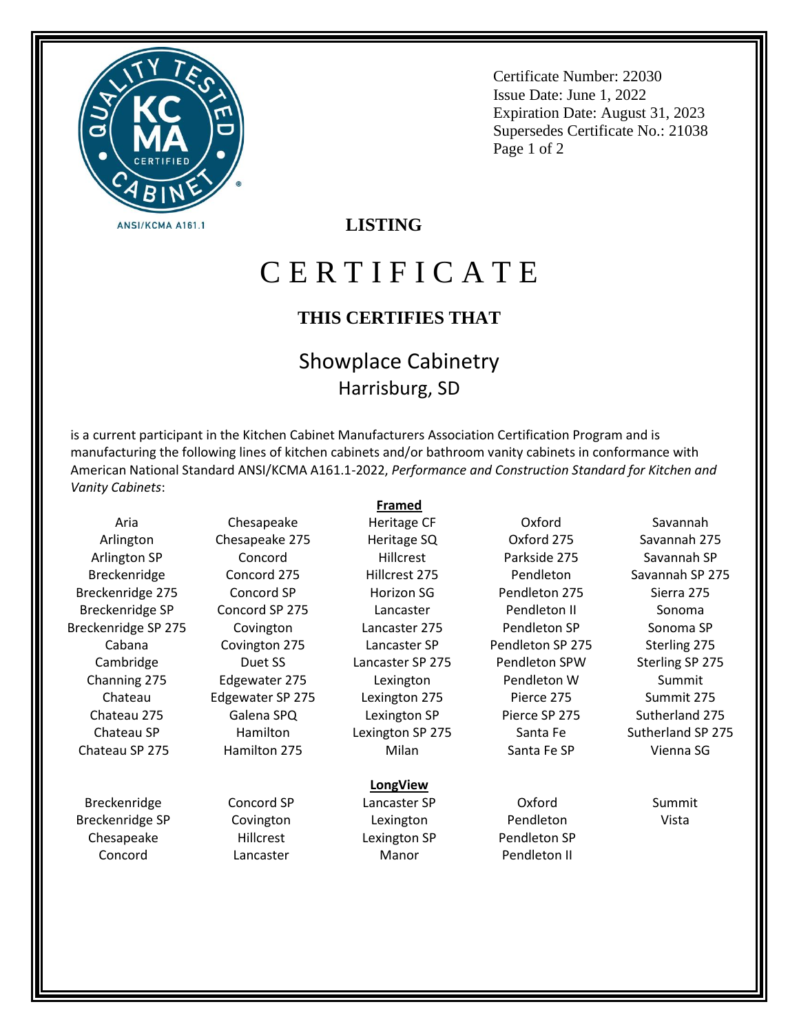Certificate Number: 22030
Issue Date: June 1, 2022
Expiration Date: August 31, 2023
Supersedes Certificate No.: 21038

ANSI/KCMA A161.1

**LISTING**

# CERTIFICATE

**THIS CERTIFIES THAT**

## Showplace Cabinetry
Harrisburg, SD

is a current participant in the Kitchen Cabinet Manufacturers Association Certification Program and is manufacturing the following lines of kitchen cabinets and/or bathroom vanity cabinets in conformance with American National Standard ANSI/KCMA A161.1-2022, *Performance and Construction Standard for Kitchen and Vanity Cabinets*:

**Framed**

Aria
Arlington
Arlington SP
Breckenridge
Breckenridge 275
Breckenridge SP
Breckenridge SP 275
Cabana
Cambridge
Channing 275
Chateau
Chateau 275
Chateau SP
Chateau SP 275
Chesapeake
Chesapeake 275
Concord
Concord 275
Concord SP
Concord SP 275
Covington
Covington 275
Duet SS
Edgewater 275
Edgewater SP 275
Galena SPQ
Hamilton
Hamilton 275
Heritage CF
Heritage SQ
Hillcrest
Hillcrest 275
Horizon SG
Lancaster
Lancaster 275
Lancaster SP
Lancaster SP 275
Lexington
Lexington 275
Lexington SP
Lexington SP 275
Milan
Oxford
Oxford 275
Parkside 275
Pendleton
Pendleton 275
Pendleton II
Pendleton SP
Pendleton SP 275
Pendleton SPW
Pendleton W
Pierce 275
Pierce SP 275
Santa Fe
Santa Fe SP
Savannah
Savannah 275
Savannah SP
Savannah SP 275
Sierra 275
Sonoma
Sonoma SP
Sterling 275
Sterling SP 275
Summit
Summit 275
Sutherland 275
Sutherland SP 275
Vienna SG

**LongView**

Breckenridge
Breckenridge SP
Chesapeake
Concord
Concord SP
Covington
Hillcrest
Lancaster
Lancaster SP
Lexington
Lexington SP
Manor
Oxford
Pendleton
Pendleton SP
Pendleton II
Summit
Vista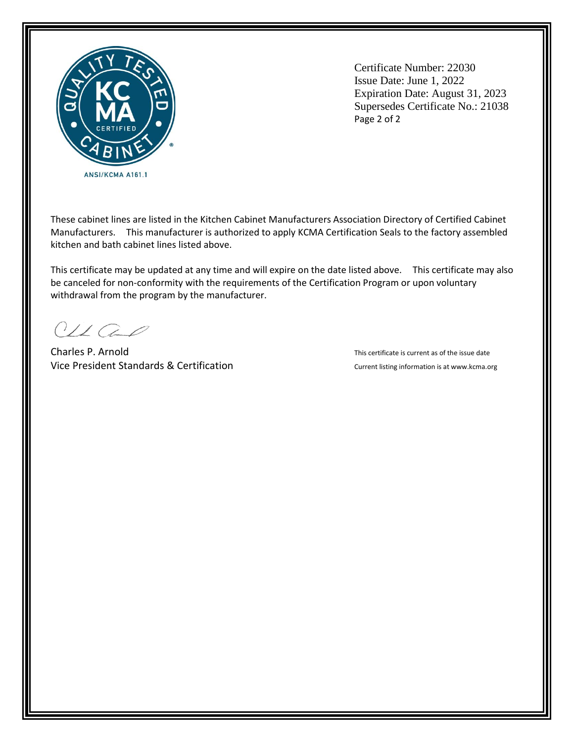ANSI/KCMA A161.1

Certificate Number: 22030
Issue Date: June 1, 2022
Expiration Date: August 31, 2023
Supersedes Certificate No.: 21038

These cabinet lines are listed in the Kitchen Cabinet Manufacturers Association Directory of Certified Cabinet Manufacturers. This manufacturer is authorized to apply KCMA Certification Seals to the factory assembled kitchen and bath cabinet lines listed above.

This certificate may be updated at any time and will expire on the date listed above. This certificate may also be canceled for non-conformity with the requirements of the Certification Program or upon voluntary withdrawal from the program by the manufacturer.

Charles P. Arnold
Vice President Standards & Certification

This certificate is current as of the issue date
Current listing information is at www.kcma.org